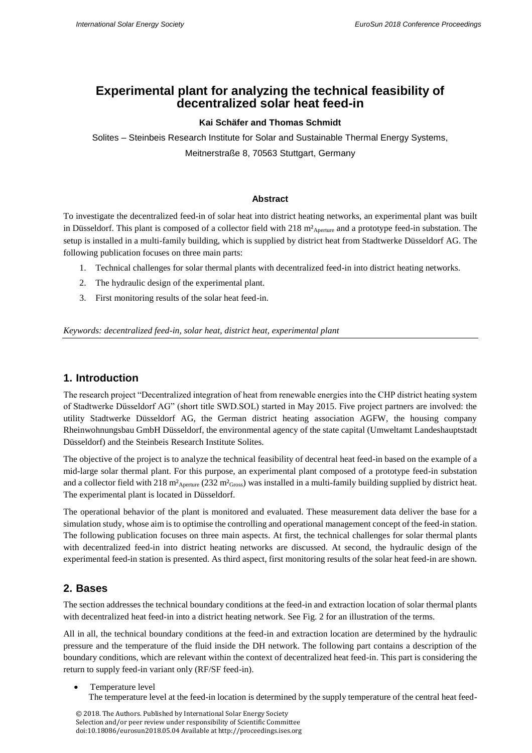# Experimental plant for analyzing the technical feasibility of decentralized solar heat feed-in

**Kai Schäfer and Thomas Schmidt**

Solites – Steinbeis Research Institute for Solar and Sustainable Thermal Energy Systems,

Meitnerstraße 8, 70563 Stuttgart, Germany

### Abstract

To investigate the decentralized feed-in of solar heat into district heating networks, an experimental plant was built in Düsseldorf. This plant is composed of a collector field with 218 $m^2_{Aperture}$ and a prototype feed-in substation. The setup is installed in a multi-family building, which is supplied by district heat from Stadtwerke Düsseldorf AG. The following publication focuses on three main parts:

1. Technical challenges for solar thermal plants with decentralized feed-in into district heating networks.
2. The hydraulic design of the experimental plant.
3. First monitoring results of the solar heat feed-in.

*Keywords: decentralized feed-in, solar heat, district heat, experimental plant*

## 1. Introduction

The research project "Decentralized integration of heat from renewable energies into the CHP district heating system of Stadtwerke Düsseldorf AG" (short title SWD.SOL) started in May 2015. Five project partners are involved: the utility Stadtwerke Düsseldorf AG, the German district heating association AGFW, the housing company Rheinwohnungsbau GmbH Düsseldorf, the environmental agency of the state capital (Umweltamt Landeshauptstadt Düsseldorf) and the Steinbeis Research Institute Solites.

The objective of the project is to analyze the technical feasibility of decentral heat feed-in based on the example of a mid-large solar thermal plant. For this purpose, an experimental plant composed of a prototype feed-in substation and a collector field with 218 $m^2_{Aperture}$ (232 $m^2_{Gross}$) was installed in a multi-family building supplied by district heat. The experimental plant is located in Düsseldorf.

The operational behavior of the plant is monitored and evaluated. These measurement data deliver the base for a simulation study, whose aim is to optimise the controlling and operational management concept of the feed-in station. The following publication focuses on three main aspects. At first, the technical challenges for solar thermal plants with decentralized feed-in into district heating networks are discussed. At second, the hydraulic design of the experimental feed-in station is presented. As third aspect, first monitoring results of the solar heat feed-in are shown.

## 2. Bases

The section addresses the technical boundary conditions at the feed-in and extraction location of solar thermal plants with decentralized heat feed-in into a district heating network. See Fig. 2 for an illustration of the terms.

All in all, the technical boundary conditions at the feed-in and extraction location are determined by the hydraulic pressure and the temperature of the fluid inside the DH network. The following part contains a description of the boundary conditions, which are relevant within the context of decentralized heat feed-in. This part is considering the return to supply feed-in variant only (RF/SF feed-in).

- Temperature level
  The temperature level at the feed-in location is determined by the supply temperature of the central heat feed-

© 2018. The Authors. Published by International Solar Energy Society
Selection and/or peer review under responsibility of Scientific Committee
doi:10.18086/eurosun2018.05.04 Available at http://proceedings.ises.org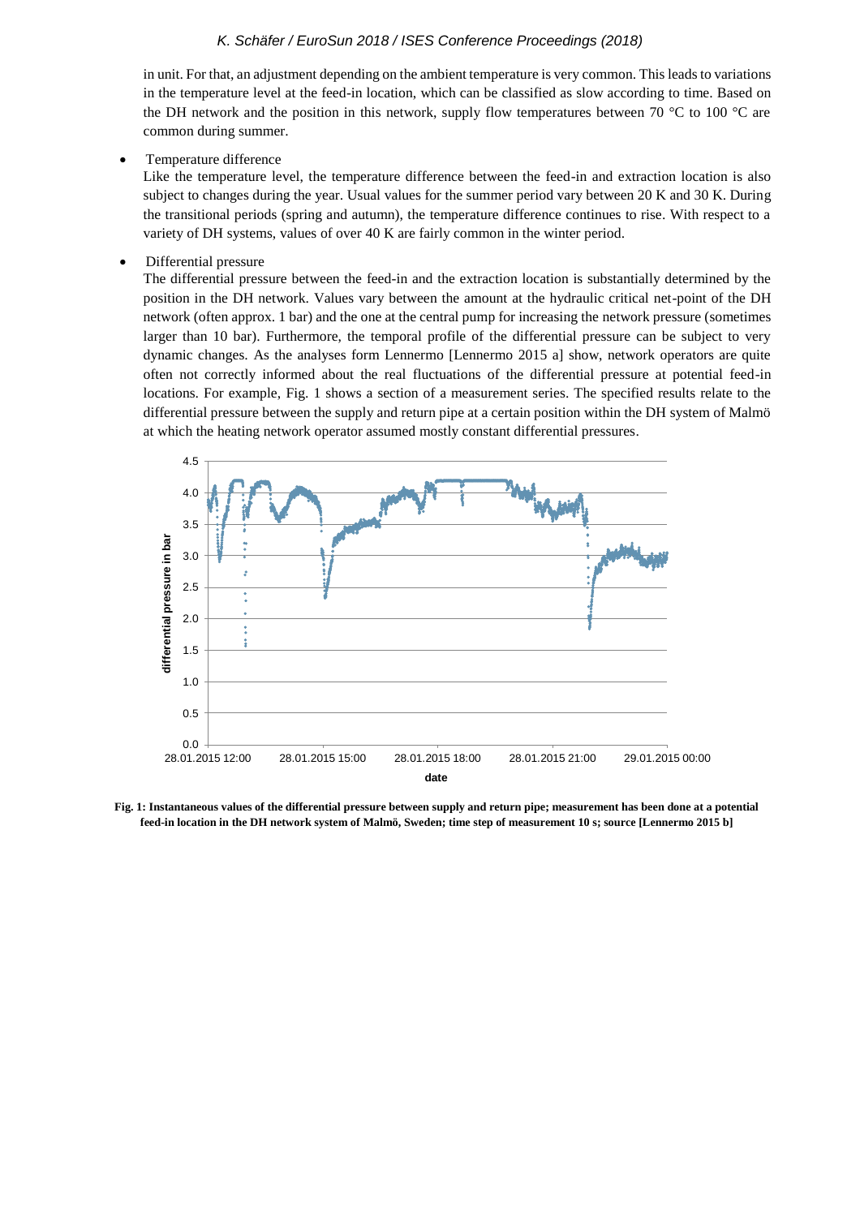in unit. For that, an adjustment depending on the ambient temperature is very common. This leads to variations in the temperature level at the feed-in location, which can be classified as slow according to time. Based on the DH network and the position in this network, supply flow temperatures between 70 °C to 100 °C are common during summer.

- Temperature difference

  Like the temperature level, the temperature difference between the feed-in and extraction location is also subject to changes during the year. Usual values for the summer period vary between 20 K and 30 K. During the transitional periods (spring and autumn), the temperature difference continues to rise. With respect to a variety of DH systems, values of over 40 K are fairly common in the winter period.

- Differential pressure

  The differential pressure between the feed-in and the extraction location is substantially determined by the position in the DH network. Values vary between the amount at the hydraulic critical net-point of the DH network (often approx. 1 bar) and the one at the central pump for increasing the network pressure (sometimes larger than 10 bar). Furthermore, the temporal profile of the differential pressure can be subject to very dynamic changes. As the analyses form Lennermo [Lennermo 2015 a] show, network operators are quite often not correctly informed about the real fluctuations of the differential pressure at potential feed-in locations. For example, Fig. 1 shows a section of a measurement series. The specified results relate to the differential pressure between the supply and return pipe at a certain position within the DH system of Malmö at which the heating network operator assumed mostly constant differential pressures.

differential pressure in bar

4.5
4.0
3.5
3.0
2.5
2.0
1.5
1.0
0.5
0.0

28.01.2015 12:00
28.01.2015 15:00
28.01.2015 18:00
28.01.2015 21:00
29.01.2015 00:00

date

**Fig. 1: Instantaneous values of the differential pressure between supply and return pipe; measurement has been done at a potential feed-in location in the DH network system of Malmö, Sweden; time step of measurement 10 s; source [Lennermo 2015 b]**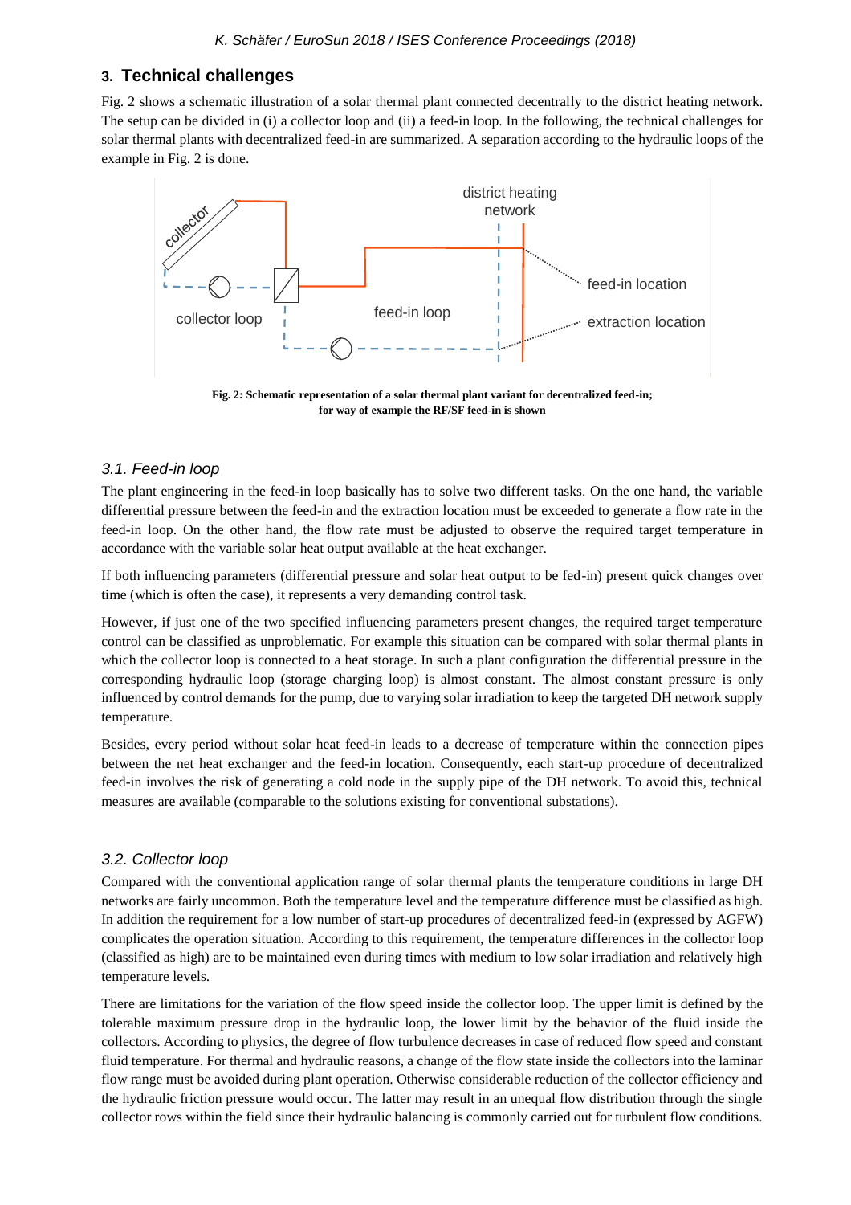## 3. Technical challenges

Fig. 2 shows a schematic illustration of a solar thermal plant connected decentrally to the district heating network. The setup can be divided in (i) a collector loop and (ii) a feed-in loop. In the following, the technical challenges for solar thermal plants with decentralized feed-in are summarized. A separation according to the hydraulic loops of the example in Fig. 2 is done.

**Fig. 2: Schematic representation of a solar thermal plant variant for decentralized feed-in; for way of example the RF/SF feed-in is shown**

### 3.1. Feed-in loop

The plant engineering in the feed-in loop basically has to solve two different tasks. On the one hand, the variable differential pressure between the feed-in and the extraction location must be exceeded to generate a flow rate in the feed-in loop. On the other hand, the flow rate must be adjusted to observe the required target temperature in accordance with the variable solar heat output available at the heat exchanger.

If both influencing parameters (differential pressure and solar heat output to be fed-in) present quick changes over time (which is often the case), it represents a very demanding control task.

However, if just one of the two specified influencing parameters present changes, the required target temperature control can be classified as unproblematic. For example this situation can be compared with solar thermal plants in which the collector loop is connected to a heat storage. In such a plant configuration the differential pressure in the corresponding hydraulic loop (storage charging loop) is almost constant. The almost constant pressure is only influenced by control demands for the pump, due to varying solar irradiation to keep the targeted DH network supply temperature.

Besides, every period without solar heat feed-in leads to a decrease of temperature within the connection pipes between the net heat exchanger and the feed-in location. Consequently, each start-up procedure of decentralized feed-in involves the risk of generating a cold node in the supply pipe of the DH network. To avoid this, technical measures are available (comparable to the solutions existing for conventional substations).

### 3.2. Collector loop

Compared with the conventional application range of solar thermal plants the temperature conditions in large DH networks are fairly uncommon. Both the temperature level and the temperature difference must be classified as high. In addition the requirement for a low number of start-up procedures of decentralized feed-in (expressed by AGFW) complicates the operation situation. According to this requirement, the temperature differences in the collector loop (classified as high) are to be maintained even during times with medium to low solar irradiation and relatively high temperature levels.

There are limitations for the variation of the flow speed inside the collector loop. The upper limit is defined by the tolerable maximum pressure drop in the hydraulic loop, the lower limit by the behavior of the fluid inside the collectors. According to physics, the degree of flow turbulence decreases in case of reduced flow speed and constant fluid temperature. For thermal and hydraulic reasons, a change of the flow state inside the collectors into the laminar flow range must be avoided during plant operation. Otherwise considerable reduction of the collector efficiency and the hydraulic friction pressure would occur. The latter may result in an unequal flow distribution through the single collector rows within the field since their hydraulic balancing is commonly carried out for turbulent flow conditions.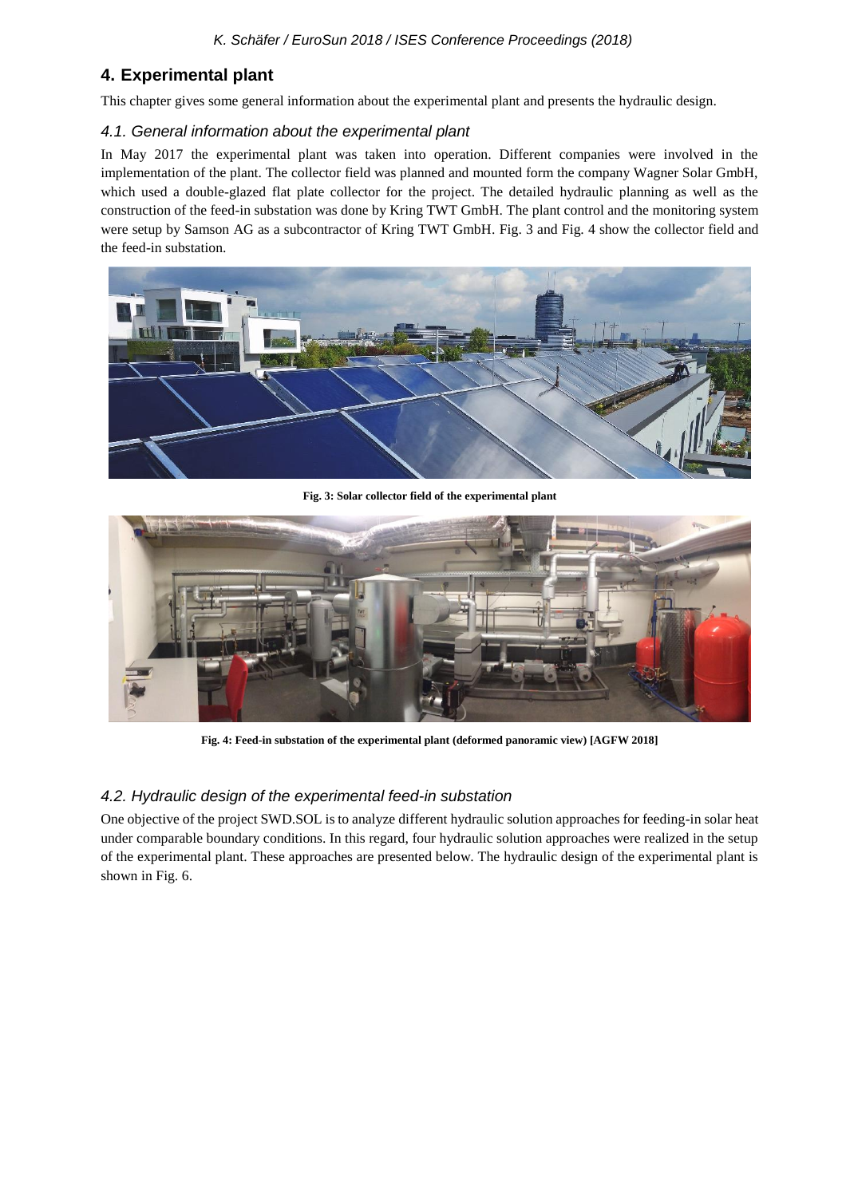## 4. Experimental plant

This chapter gives some general information about the experimental plant and presents the hydraulic design.

### *4.1. General information about the experimental plant*

In May 2017 the experimental plant was taken into operation. Different companies were involved in the implementation of the plant. The collector field was planned and mounted form the company Wagner Solar GmbH, which used a double-glazed flat plate collector for the project. The detailed hydraulic planning as well as the construction of the feed-in substation was done by Kring TWT GmbH. The plant control and the monitoring system were setup by Samson AG as a subcontractor of Kring TWT GmbH. Fig. 3 and Fig. 4 show the collector field and the feed-in substation.

**Fig. 3: Solar collector field of the experimental plant**

**Fig. 4: Feed-in substation of the experimental plant (deformed panoramic view) [AGFW 2018]**

### *4.2. Hydraulic design of the experimental feed-in substation*

One objective of the project SWD.SOL is to analyze different hydraulic solution approaches for feeding-in solar heat under comparable boundary conditions. In this regard, four hydraulic solution approaches were realized in the setup of the experimental plant. These approaches are presented below. The hydraulic design of the experimental plant is shown in Fig. 6.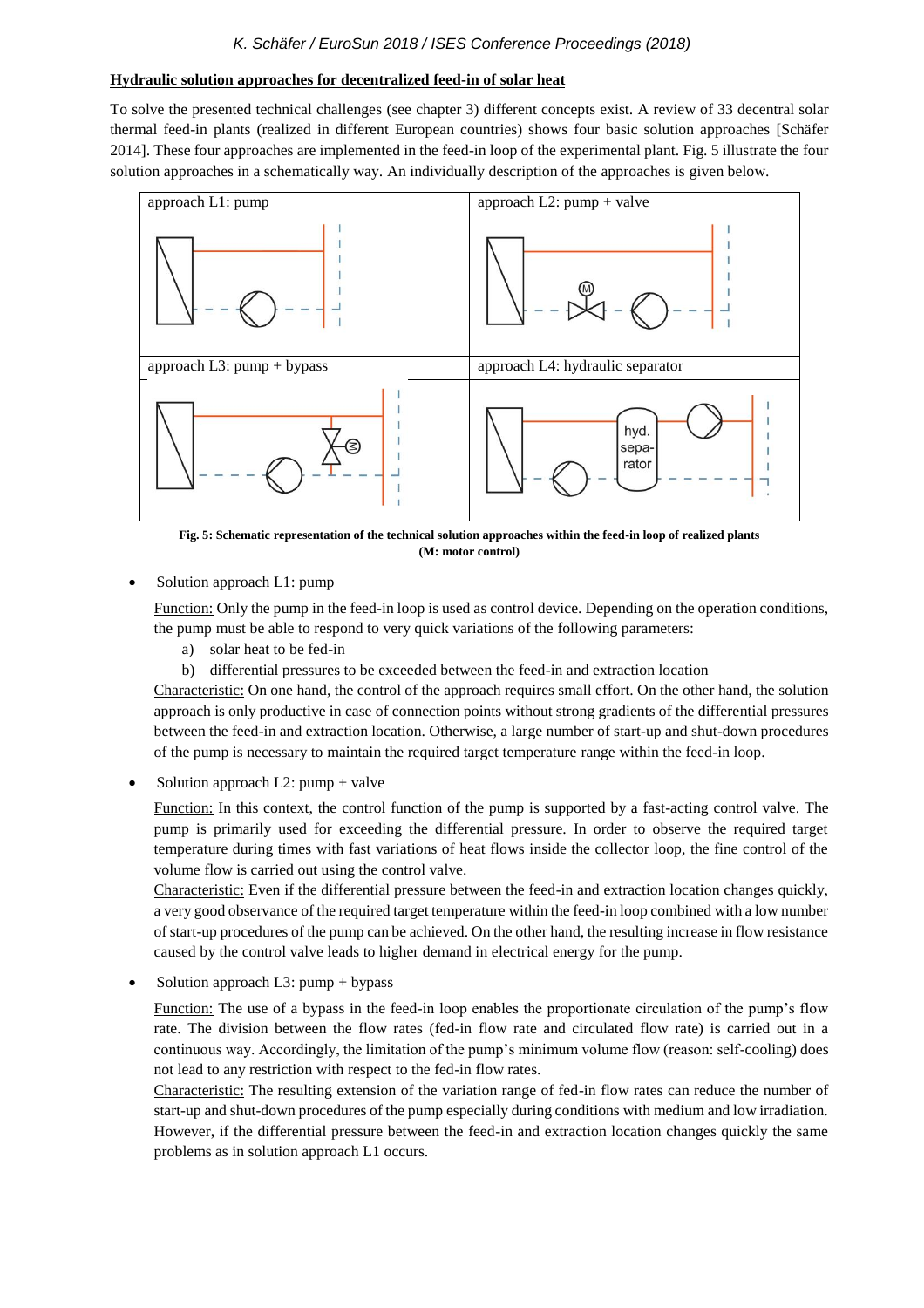## Hydraulic solution approaches for decentralized feed-in of solar heat

To solve the presented technical challenges (see chapter 3) different concepts exist. A review of 33 decentral solar thermal feed-in plants (realized in different European countries) shows four basic solution approaches [Schäfer 2014]. These four approaches are implemented in the feed-in loop of the experimental plant. Fig. 5 illustrate the four solution approaches in a schematically way. An individually description of the approaches is given below.

approach L1: pump

approach L2: pump + valve

M

approach L3: pump + bypass

approach L4: hydraulic separator

hyd. sepa- rator

**Fig. 5: Schematic representation of the technical solution approaches within the feed-in loop of realized plants (M: motor control)**

- Solution approach L1: pump

  Function: Only the pump in the feed-in loop is used as control device. Depending on the operation conditions, the pump must be able to respond to very quick variations of the following parameters:

  a) solar heat to be fed-in
  b) differential pressures to be exceeded between the feed-in and extraction location

  Characteristic: On one hand, the control of the approach requires small effort. On the other hand, the solution approach is only productive in case of connection points without strong gradients of the differential pressures between the feed-in and extraction location. Otherwise, a large number of start-up and shut-down procedures of the pump is necessary to maintain the required target temperature range within the feed-in loop.

- Solution approach L2: pump + valve

  Function: In this context, the control function of the pump is supported by a fast-acting control valve. The pump is primarily used for exceeding the differential pressure. In order to observe the required target temperature during times with fast variations of heat flows inside the collector loop, the fine control of the volume flow is carried out using the control valve.

  Characteristic: Even if the differential pressure between the feed-in and extraction location changes quickly, a very good observance of the required target temperature within the feed-in loop combined with a low number of start-up procedures of the pump can be achieved. On the other hand, the resulting increase in flow resistance caused by the control valve leads to higher demand in electrical energy for the pump.

- Solution approach L3: pump + bypass

  Function: The use of a bypass in the feed-in loop enables the proportionate circulation of the pump's flow rate. The division between the flow rates (fed-in flow rate and circulated flow rate) is carried out in a continuous way. Accordingly, the limitation of the pump's minimum volume flow (reason: self-cooling) does not lead to any restriction with respect to the fed-in flow rates.

  Characteristic: The resulting extension of the variation range of fed-in flow rates can reduce the number of start-up and shut-down procedures of the pump especially during conditions with medium and low irradiation. However, if the differential pressure between the feed-in and extraction location changes quickly the same problems as in solution approach L1 occurs.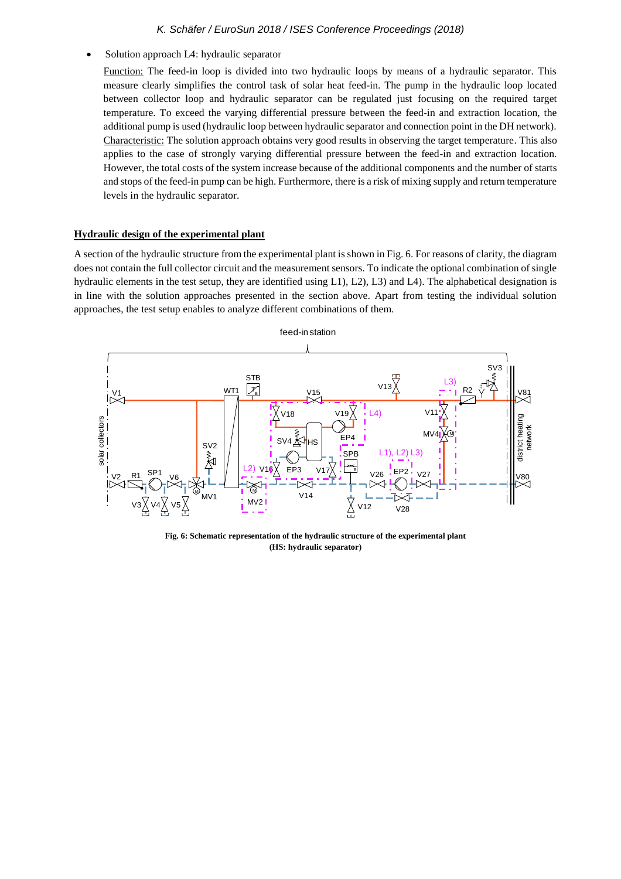- Solution approach L4: hydraulic separator

  Function: The feed-in loop is divided into two hydraulic loops by means of a hydraulic separator. This measure clearly simplifies the control task of solar heat feed-in. The pump in the hydraulic loop located between collector loop and hydraulic separator can be regulated just focusing on the required target temperature. To exceed the varying differential pressure between the feed-in and extraction location, the additional pump is used (hydraulic loop between hydraulic separator and connection point in the DH network).
  Characteristic: The solution approach obtains very good results in observing the target temperature. This also applies to the case of strongly varying differential pressure between the feed-in and extraction location. However, the total costs of the system increase because of the additional components and the number of starts and stops of the feed-in pump can be high. Furthermore, there is a risk of mixing supply and return temperature levels in the hydraulic separator.

## Hydraulic design of the experimental plant

A section of the hydraulic structure from the experimental plant is shown in Fig. 6. For reasons of clarity, the diagram does not contain the full collector circuit and the measurement sensors. To indicate the optional combination of single hydraulic elements in the test setup, they are identified using L1), L2), L3) and L4). The alphabetical designation is in line with the solution approaches presented in the section above. Apart from testing the individual solution approaches, the test setup enables to analyze different combinations of them.

feed-in station

solar collectors

district heating network

STB, WT1, V1, V15, V13, SV3, L3), R2, V81, V18, V19, L4), V11, SV4, HS, EP4, MV4, SV2, SPB, L1), L2) L3), L2) V16, EP3, V17, V26, EP2, V27, V2, R1, SP1, V6, MV1, V14, V80, V3, V4, V5, MV2, V12, V28

**Fig. 6: Schematic representation of the hydraulic structure of the experimental plant (HS: hydraulic separator)**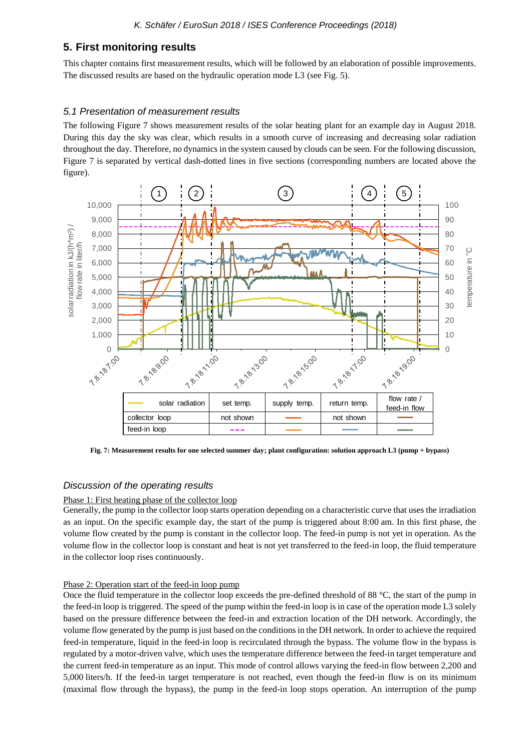## 5. First monitoring results

This chapter contains first measurement results, which will be followed by an elaboration of possible improvements. The discussed results are based on the hydraulic operation mode L3 (see Fig. 5).

### *5.1 Presentation of measurement results*

The following Figure 7 shows measurement results of the solar heating plant for an example day in August 2018. During this day the sky was clear, which results in a smooth curve of increasing and decreasing solar radiation throughout the day. Therefore, no dynamics in the system caused by clouds can be seen. For the following discussion, Figure 7 is separated by vertical dash-dotted lines in five sections (corresponding numbers are located above the figure).

1 2 3 4 5

solar radiation in kJ/(h*m²) / flow rate in liter/h

10,000
9,000
8,000
7,000
6,000
5,000
4,000
3,000
2,000
1,000
0

temperature in °C

100
90
80
70
60
50
40
30
20
10
0

7.8.18 7:00
7.8.18 9:00
7.8.18 11:00
7.8.18 13:00
7.8.18 15:00
7.8.18 17:00
7.8.18 19:00

| | solar radiation | set temp. | supply temp. | return temp. | flow rate / feed-in flow |
|---|---|---|---|---|---|
| collector loop | | not shown | | not shown | |
| feed-in loop | | | | | |

**Fig. 7: Measurement results for one selected summer day; plant configuration: solution approach L3 (pump + bypass)**

### *Discussion of the operating results*

Phase 1: First heating phase of the collector loop

Generally, the pump in the collector loop starts operation depending on a characteristic curve that uses the irradiation as an input. On the specific example day, the start of the pump is triggered about 8:00 am. In this first phase, the volume flow created by the pump is constant in the collector loop. The feed-in pump is not yet in operation. As the volume flow in the collector loop is constant and heat is not yet transferred to the feed-in loop, the fluid temperature in the collector loop rises continuously.

Phase 2: Operation start of the feed-in loop pump

Once the fluid temperature in the collector loop exceeds the pre-defined threshold of 88 °C, the start of the pump in the feed-in loop is triggered. The speed of the pump within the feed-in loop is in case of the operation mode L3 solely based on the pressure difference between the feed-in and extraction location of the DH network. Accordingly, the volume flow generated by the pump is just based on the conditions in the DH network. In order to achieve the required feed-in temperature, liquid in the feed-in loop is recirculated through the bypass. The volume flow in the bypass is regulated by a motor-driven valve, which uses the temperature difference between the feed-in target temperature and the current feed-in temperature as an input. This mode of control allows varying the feed-in flow between 2,200 and 5,000 liters/h. If the feed-in target temperature is not reached, even though the feed-in flow is on its minimum (maximal flow through the bypass), the pump in the feed-in loop stops operation. An interruption of the pump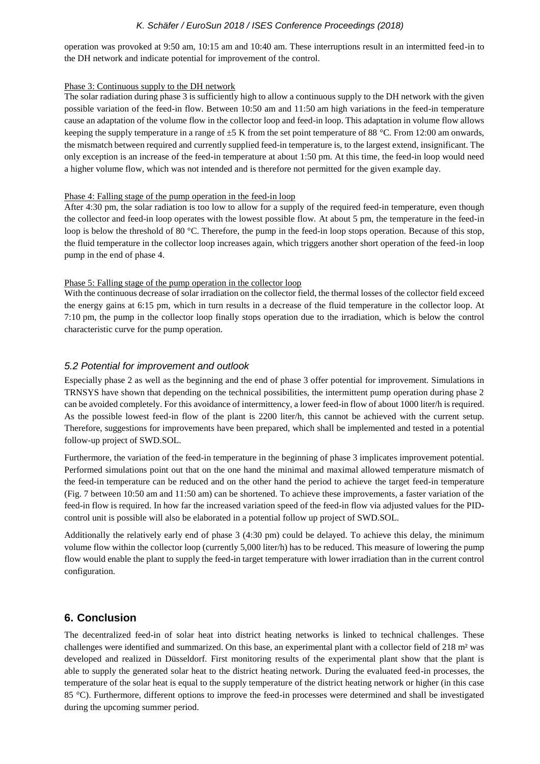operation was provoked at 9:50 am, 10:15 am and 10:40 am. These interruptions result in an intermitted feed-in to the DH network and indicate potential for improvement of the control.

Phase 3: Continuous supply to the DH network

The solar radiation during phase 3 is sufficiently high to allow a continuous supply to the DH network with the given possible variation of the feed-in flow. Between 10:50 am and 11:50 am high variations in the feed-in temperature cause an adaptation of the volume flow in the collector loop and feed-in loop. This adaptation in volume flow allows keeping the supply temperature in a range of ±5 K from the set point temperature of 88 °C. From 12:00 am onwards, the mismatch between required and currently supplied feed-in temperature is, to the largest extend, insignificant. The only exception is an increase of the feed-in temperature at about 1:50 pm. At this time, the feed-in loop would need a higher volume flow, which was not intended and is therefore not permitted for the given example day.

Phase 4: Falling stage of the pump operation in the feed-in loop

After 4:30 pm, the solar radiation is too low to allow for a supply of the required feed-in temperature, even though the collector and feed-in loop operates with the lowest possible flow. At about 5 pm, the temperature in the feed-in loop is below the threshold of 80 °C. Therefore, the pump in the feed-in loop stops operation. Because of this stop, the fluid temperature in the collector loop increases again, which triggers another short operation of the feed-in loop pump in the end of phase 4.

Phase 5: Falling stage of the pump operation in the collector loop

With the continuous decrease of solar irradiation on the collector field, the thermal losses of the collector field exceed the energy gains at 6:15 pm, which in turn results in a decrease of the fluid temperature in the collector loop. At 7:10 pm, the pump in the collector loop finally stops operation due to the irradiation, which is below the control characteristic curve for the pump operation.

### *5.2 Potential for improvement and outlook*

Especially phase 2 as well as the beginning and the end of phase 3 offer potential for improvement. Simulations in TRNSYS have shown that depending on the technical possibilities, the intermittent pump operation during phase 2 can be avoided completely. For this avoidance of intermittency, a lower feed-in flow of about 1000 liter/h is required. As the possible lowest feed-in flow of the plant is 2200 liter/h, this cannot be achieved with the current setup. Therefore, suggestions for improvements have been prepared, which shall be implemented and tested in a potential follow-up project of SWD.SOL.

Furthermore, the variation of the feed-in temperature in the beginning of phase 3 implicates improvement potential. Performed simulations point out that on the one hand the minimal and maximal allowed temperature mismatch of the feed-in temperature can be reduced and on the other hand the period to achieve the target feed-in temperature (Fig. 7 between 10:50 am and 11:50 am) can be shortened. To achieve these improvements, a faster variation of the feed-in flow is required. In how far the increased variation speed of the feed-in flow via adjusted values for the PID-control unit is possible will also be elaborated in a potential follow up project of SWD.SOL.

Additionally the relatively early end of phase 3 (4:30 pm) could be delayed. To achieve this delay, the minimum volume flow within the collector loop (currently 5,000 liter/h) has to be reduced. This measure of lowering the pump flow would enable the plant to supply the feed-in target temperature with lower irradiation than in the current control configuration.

## 6. Conclusion

The decentralized feed-in of solar heat into district heating networks is linked to technical challenges. These challenges were identified and summarized. On this base, an experimental plant with a collector field of 218 m² was developed and realized in Düsseldorf. First monitoring results of the experimental plant show that the plant is able to supply the generated solar heat to the district heating network. During the evaluated feed-in processes, the temperature of the solar heat is equal to the supply temperature of the district heating network or higher (in this case 85 °C). Furthermore, different options to improve the feed-in processes were determined and shall be investigated during the upcoming summer period.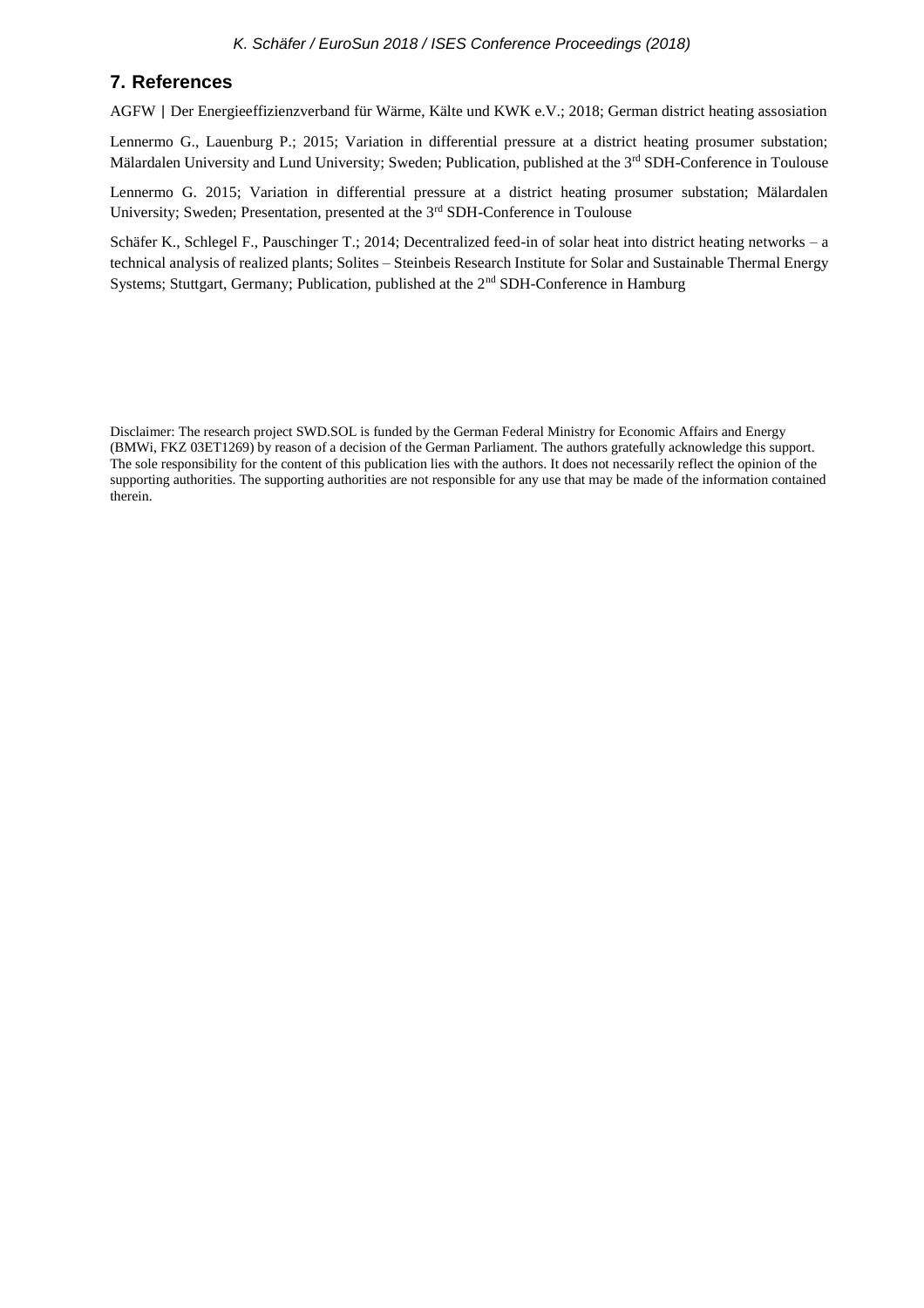## 7. References

AGFW | Der Energieeffizienzverband für Wärme, Kälte und KWK e.V.; 2018; German district heating assosiation

Lennermo G., Lauenburg P.; 2015; Variation in differential pressure at a district heating prosumer substation; Mälardalen University and Lund University; Sweden; Publication, published at the 3rd SDH-Conference in Toulouse

Lennermo G. 2015; Variation in differential pressure at a district heating prosumer substation; Mälardalen University; Sweden; Presentation, presented at the 3rd SDH-Conference in Toulouse

Schäfer K., Schlegel F., Pauschinger T.; 2014; Decentralized feed-in of solar heat into district heating networks – a technical analysis of realized plants; Solites – Steinbeis Research Institute for Solar and Sustainable Thermal Energy Systems; Stuttgart, Germany; Publication, published at the 2nd SDH-Conference in Hamburg

Disclaimer: The research project SWD.SOL is funded by the German Federal Ministry for Economic Affairs and Energy (BMWi, FKZ 03ET1269) by reason of a decision of the German Parliament. The authors gratefully acknowledge this support. The sole responsibility for the content of this publication lies with the authors. It does not necessarily reflect the opinion of the supporting authorities. The supporting authorities are not responsible for any use that may be made of the information contained therein.